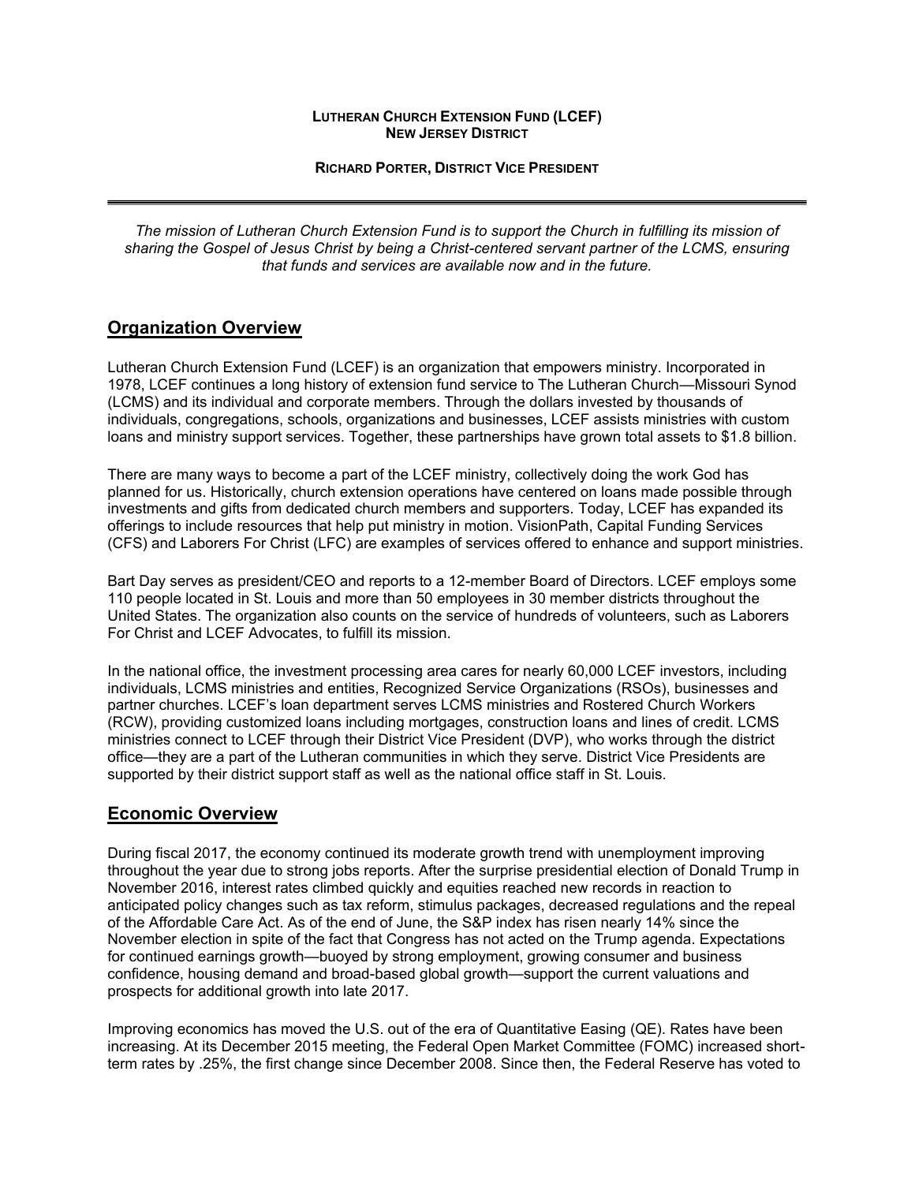**LUTHERAN CHURCH EXTENSION FUND (LCEF)**
**NEW JERSEY DISTRICT**

**RICHARD PORTER, DISTRICT VICE PRESIDENT**

---

*The mission of Lutheran Church Extension Fund is to support the Church in fulfilling its mission of sharing the Gospel of Jesus Christ by being a Christ-centered servant partner of the LCMS, ensuring that funds and services are available now and in the future.*

## Organization Overview

Lutheran Church Extension Fund (LCEF) is an organization that empowers ministry. Incorporated in 1978, LCEF continues a long history of extension fund service to The Lutheran Church—Missouri Synod (LCMS) and its individual and corporate members. Through the dollars invested by thousands of individuals, congregations, schools, organizations and businesses, LCEF assists ministries with custom loans and ministry support services. Together, these partnerships have grown total assets to $1.8 billion.

There are many ways to become a part of the LCEF ministry, collectively doing the work God has planned for us. Historically, church extension operations have centered on loans made possible through investments and gifts from dedicated church members and supporters. Today, LCEF has expanded its offerings to include resources that help put ministry in motion. VisionPath, Capital Funding Services (CFS) and Laborers For Christ (LFC) are examples of services offered to enhance and support ministries.

Bart Day serves as president/CEO and reports to a 12-member Board of Directors. LCEF employs some 110 people located in St. Louis and more than 50 employees in 30 member districts throughout the United States. The organization also counts on the service of hundreds of volunteers, such as Laborers For Christ and LCEF Advocates, to fulfill its mission.

In the national office, the investment processing area cares for nearly 60,000 LCEF investors, including individuals, LCMS ministries and entities, Recognized Service Organizations (RSOs), businesses and partner churches. LCEF's loan department serves LCMS ministries and Rostered Church Workers (RCW), providing customized loans including mortgages, construction loans and lines of credit. LCMS ministries connect to LCEF through their District Vice President (DVP), who works through the district office—they are a part of the Lutheran communities in which they serve. District Vice Presidents are supported by their district support staff as well as the national office staff in St. Louis.

## Economic Overview

During fiscal 2017, the economy continued its moderate growth trend with unemployment improving throughout the year due to strong jobs reports. After the surprise presidential election of Donald Trump in November 2016, interest rates climbed quickly and equities reached new records in reaction to anticipated policy changes such as tax reform, stimulus packages, decreased regulations and the repeal of the Affordable Care Act. As of the end of June, the S&P index has risen nearly 14% since the November election in spite of the fact that Congress has not acted on the Trump agenda. Expectations for continued earnings growth—buoyed by strong employment, growing consumer and business confidence, housing demand and broad-based global growth—support the current valuations and prospects for additional growth into late 2017.

Improving economics has moved the U.S. out of the era of Quantitative Easing (QE). Rates have been increasing. At its December 2015 meeting, the Federal Open Market Committee (FOMC) increased short-term rates by .25%, the first change since December 2008. Since then, the Federal Reserve has voted to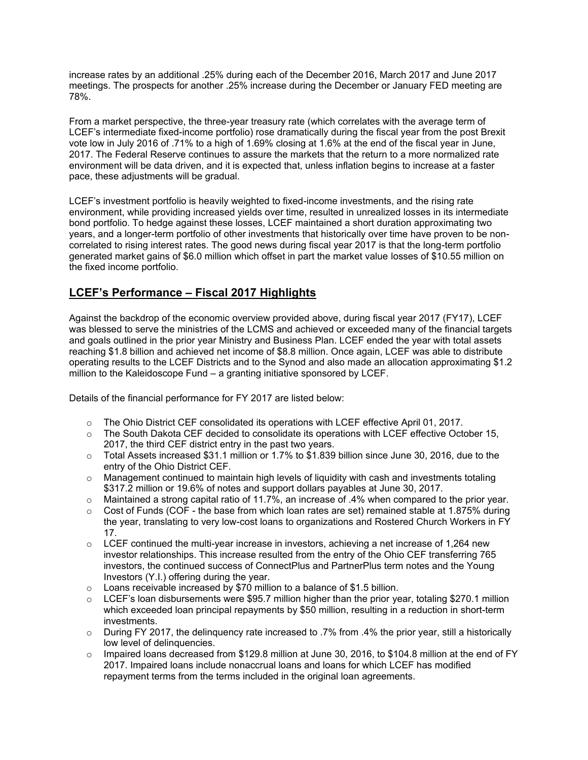increase rates by an additional .25% during each of the December 2016, March 2017 and June 2017 meetings. The prospects for another .25% increase during the December or January FED meeting are 78%.

From a market perspective, the three-year treasury rate (which correlates with the average term of LCEF's intermediate fixed-income portfolio) rose dramatically during the fiscal year from the post Brexit vote low in July 2016 of .71% to a high of 1.69% closing at 1.6% at the end of the fiscal year in June, 2017. The Federal Reserve continues to assure the markets that the return to a more normalized rate environment will be data driven, and it is expected that, unless inflation begins to increase at a faster pace, these adjustments will be gradual.

LCEF's investment portfolio is heavily weighted to fixed-income investments, and the rising rate environment, while providing increased yields over time, resulted in unrealized losses in its intermediate bond portfolio. To hedge against these losses, LCEF maintained a short duration approximating two years, and a longer-term portfolio of other investments that historically over time have proven to be non-correlated to rising interest rates. The good news during fiscal year 2017 is that the long-term portfolio generated market gains of $6.0 million which offset in part the market value losses of $10.55 million on the fixed income portfolio.

## LCEF's Performance – Fiscal 2017 Highlights

Against the backdrop of the economic overview provided above, during fiscal year 2017 (FY17), LCEF was blessed to serve the ministries of the LCMS and achieved or exceeded many of the financial targets and goals outlined in the prior year Ministry and Business Plan. LCEF ended the year with total assets reaching $1.8 billion and achieved net income of $8.8 million. Once again, LCEF was able to distribute operating results to the LCEF Districts and to the Synod and also made an allocation approximating $1.2 million to the Kaleidoscope Fund – a granting initiative sponsored by LCEF.

Details of the financial performance for FY 2017 are listed below:

- The Ohio District CEF consolidated its operations with LCEF effective April 01, 2017.
- The South Dakota CEF decided to consolidate its operations with LCEF effective October 15, 2017, the third CEF district entry in the past two years.
- Total Assets increased $31.1 million or 1.7% to $1.839 billion since June 30, 2016, due to the entry of the Ohio District CEF.
- Management continued to maintain high levels of liquidity with cash and investments totaling $317.2 million or 19.6% of notes and support dollars payables at June 30, 2017.
- Maintained a strong capital ratio of 11.7%, an increase of .4% when compared to the prior year.
- Cost of Funds (COF - the base from which loan rates are set) remained stable at 1.875% during the year, translating to very low-cost loans to organizations and Rostered Church Workers in FY 17.
- LCEF continued the multi-year increase in investors, achieving a net increase of 1,264 new investor relationships. This increase resulted from the entry of the Ohio CEF transferring 765 investors, the continued success of ConnectPlus and PartnerPlus term notes and the Young Investors (Y.I.) offering during the year.
- Loans receivable increased by $70 million to a balance of $1.5 billion.
- LCEF's loan disbursements were $95.7 million higher than the prior year, totaling $270.1 million which exceeded loan principal repayments by $50 million, resulting in a reduction in short-term investments.
- During FY 2017, the delinquency rate increased to .7% from .4% the prior year, still a historically low level of delinquencies.
- Impaired loans decreased from $129.8 million at June 30, 2016, to $104.8 million at the end of FY 2017. Impaired loans include nonaccrual loans and loans for which LCEF has modified repayment terms from the terms included in the original loan agreements.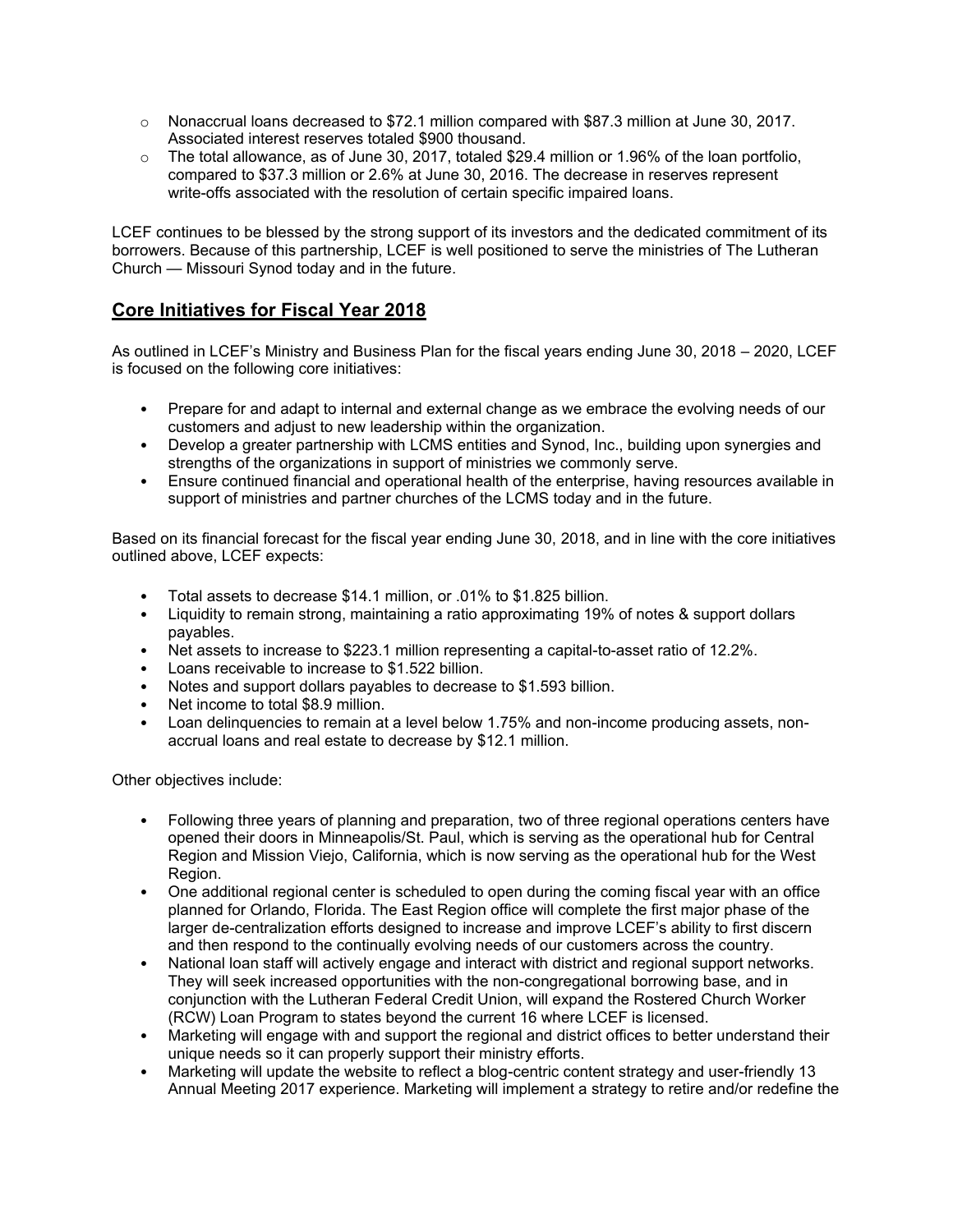- Nonaccrual loans decreased to $72.1 million compared with $87.3 million at June 30, 2017. Associated interest reserves totaled $900 thousand.
- The total allowance, as of June 30, 2017, totaled $29.4 million or 1.96% of the loan portfolio, compared to $37.3 million or 2.6% at June 30, 2016. The decrease in reserves represent write-offs associated with the resolution of certain specific impaired loans.

LCEF continues to be blessed by the strong support of its investors and the dedicated commitment of its borrowers. Because of this partnership, LCEF is well positioned to serve the ministries of The Lutheran Church — Missouri Synod today and in the future.

## Core Initiatives for Fiscal Year 2018

As outlined in LCEF's Ministry and Business Plan for the fiscal years ending June 30, 2018 – 2020, LCEF is focused on the following core initiatives:

- Prepare for and adapt to internal and external change as we embrace the evolving needs of our customers and adjust to new leadership within the organization.
- Develop a greater partnership with LCMS entities and Synod, Inc., building upon synergies and strengths of the organizations in support of ministries we commonly serve.
- Ensure continued financial and operational health of the enterprise, having resources available in support of ministries and partner churches of the LCMS today and in the future.

Based on its financial forecast for the fiscal year ending June 30, 2018, and in line with the core initiatives outlined above, LCEF expects:

- Total assets to decrease $14.1 million, or .01% to $1.825 billion.
- Liquidity to remain strong, maintaining a ratio approximating 19% of notes & support dollars payables.
- Net assets to increase to $223.1 million representing a capital-to-asset ratio of 12.2%.
- Loans receivable to increase to $1.522 billion.
- Notes and support dollars payables to decrease to $1.593 billion.
- Net income to total $8.9 million.
- Loan delinquencies to remain at a level below 1.75% and non-income producing assets, non-accrual loans and real estate to decrease by $12.1 million.

Other objectives include:

- Following three years of planning and preparation, two of three regional operations centers have opened their doors in Minneapolis/St. Paul, which is serving as the operational hub for Central Region and Mission Viejo, California, which is now serving as the operational hub for the West Region.
- One additional regional center is scheduled to open during the coming fiscal year with an office planned for Orlando, Florida. The East Region office will complete the first major phase of the larger de-centralization efforts designed to increase and improve LCEF's ability to first discern and then respond to the continually evolving needs of our customers across the country.
- National loan staff will actively engage and interact with district and regional support networks. They will seek increased opportunities with the non-congregational borrowing base, and in conjunction with the Lutheran Federal Credit Union, will expand the Rostered Church Worker (RCW) Loan Program to states beyond the current 16 where LCEF is licensed.
- Marketing will engage with and support the regional and district offices to better understand their unique needs so it can properly support their ministry efforts.
- Marketing will update the website to reflect a blog-centric content strategy and user-friendly experience. Marketing will implement a strategy to retire and/or redefine the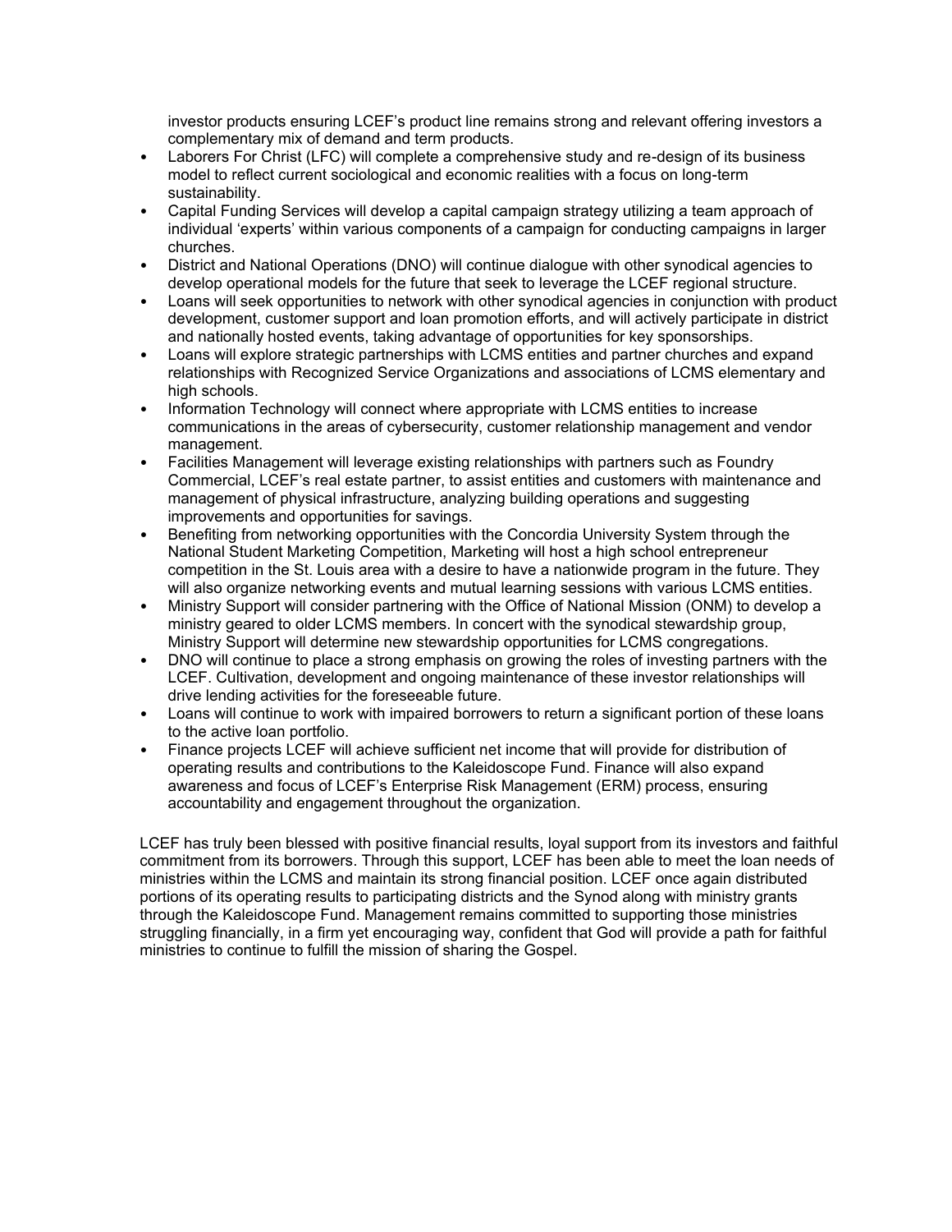investor products ensuring LCEF's product line remains strong and relevant offering investors a complementary mix of demand and term products.

- Laborers For Christ (LFC) will complete a comprehensive study and re-design of its business model to reflect current sociological and economic realities with a focus on long-term sustainability.
- Capital Funding Services will develop a capital campaign strategy utilizing a team approach of individual 'experts' within various components of a campaign for conducting campaigns in larger churches.
- District and National Operations (DNO) will continue dialogue with other synodical agencies to develop operational models for the future that seek to leverage the LCEF regional structure.
- Loans will seek opportunities to network with other synodical agencies in conjunction with product development, customer support and loan promotion efforts, and will actively participate in district and nationally hosted events, taking advantage of opportunities for key sponsorships.
- Loans will explore strategic partnerships with LCMS entities and partner churches and expand relationships with Recognized Service Organizations and associations of LCMS elementary and high schools.
- Information Technology will connect where appropriate with LCMS entities to increase communications in the areas of cybersecurity, customer relationship management and vendor management.
- Facilities Management will leverage existing relationships with partners such as Foundry Commercial, LCEF's real estate partner, to assist entities and customers with maintenance and management of physical infrastructure, analyzing building operations and suggesting improvements and opportunities for savings.
- Benefiting from networking opportunities with the Concordia University System through the National Student Marketing Competition, Marketing will host a high school entrepreneur competition in the St. Louis area with a desire to have a nationwide program in the future. They will also organize networking events and mutual learning sessions with various LCMS entities.
- Ministry Support will consider partnering with the Office of National Mission (ONM) to develop a ministry geared to older LCMS members. In concert with the synodical stewardship group, Ministry Support will determine new stewardship opportunities for LCMS congregations.
- DNO will continue to place a strong emphasis on growing the roles of investing partners with the LCEF. Cultivation, development and ongoing maintenance of these investor relationships will drive lending activities for the foreseeable future.
- Loans will continue to work with impaired borrowers to return a significant portion of these loans to the active loan portfolio.
- Finance projects LCEF will achieve sufficient net income that will provide for distribution of operating results and contributions to the Kaleidoscope Fund. Finance will also expand awareness and focus of LCEF's Enterprise Risk Management (ERM) process, ensuring accountability and engagement throughout the organization.

LCEF has truly been blessed with positive financial results, loyal support from its investors and faithful commitment from its borrowers. Through this support, LCEF has been able to meet the loan needs of ministries within the LCMS and maintain its strong financial position. LCEF once again distributed portions of its operating results to participating districts and the Synod along with ministry grants through the Kaleidoscope Fund. Management remains committed to supporting those ministries struggling financially, in a firm yet encouraging way, confident that God will provide a path for faithful ministries to continue to fulfill the mission of sharing the Gospel.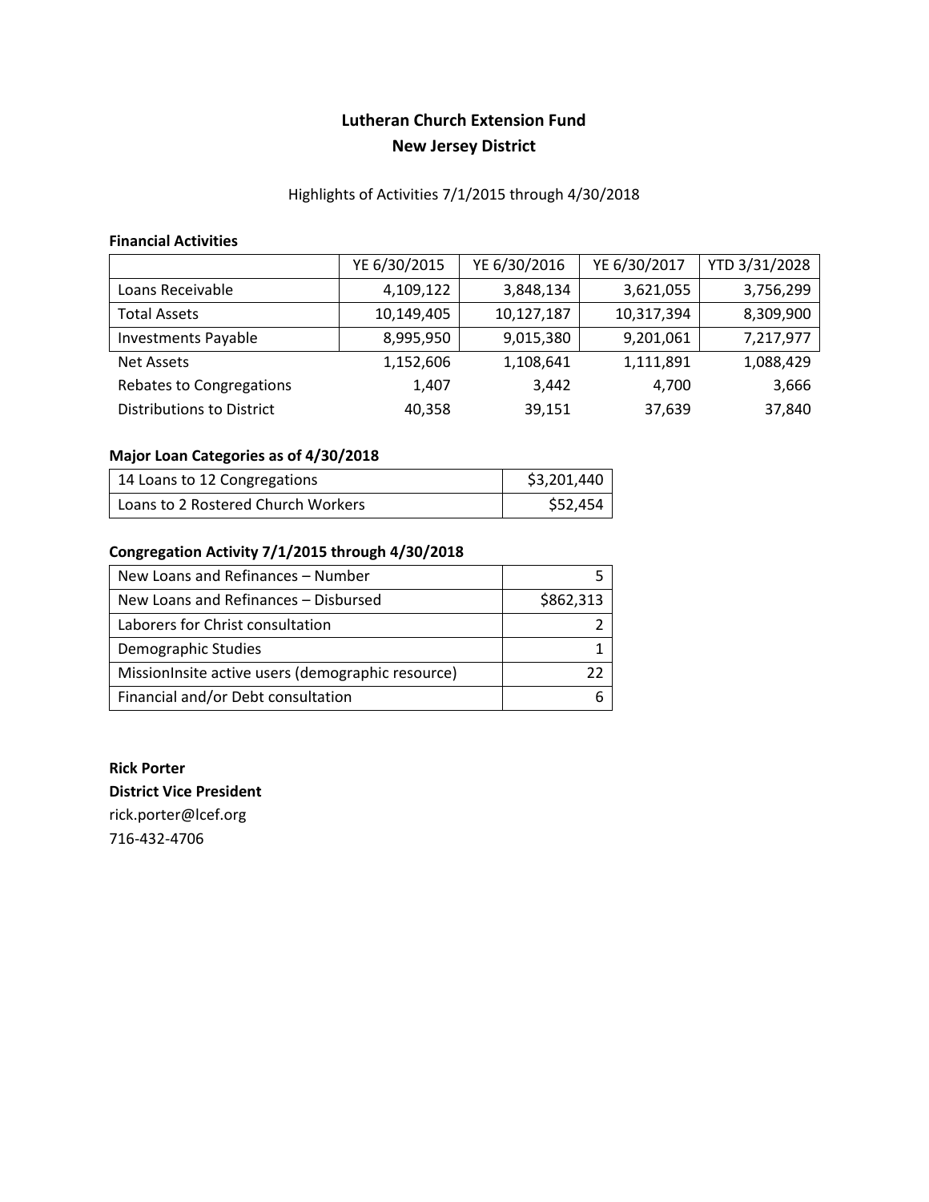**Lutheran Church Extension Fund**
**New Jersey District**

Highlights of Activities 7/1/2015 through 4/30/2018

**Financial Activities**

| | YE 6/30/2015 | YE 6/30/2016 | YE 6/30/2017 | YTD 3/31/2028 |
|---|---|---|---|---|
| Loans Receivable | 4,109,122 | 3,848,134 | 3,621,055 | 3,756,299 |
| Total Assets | 10,149,405 | 10,127,187 | 10,317,394 | 8,309,900 |
| Investments Payable | 8,995,950 | 9,015,380 | 9,201,061 | 7,217,977 |
| Net Assets | 1,152,606 | 1,108,641 | 1,111,891 | 1,088,429 |
| Rebates to Congregations | 1,407 | 3,442 | 4,700 | 3,666 |
| Distributions to District | 40,358 | 39,151 | 37,639 | 37,840 |

**Major Loan Categories as of 4/30/2018**

| | |
|---|---|
| 14 Loans to 12 Congregations | $3,201,440 |
| Loans to 2 Rostered Church Workers | $52,454 |

**Congregation Activity 7/1/2015 through 4/30/2018**

| | |
|---|---|
| New Loans and Refinances – Number | 5 |
| New Loans and Refinances – Disbursed | $862,313 |
| Laborers for Christ consultation | 2 |
| Demographic Studies | 1 |
| MissionInsite active users (demographic resource) | 22 |
| Financial and/or Debt consultation | 6 |

**Rick Porter**
**District Vice President**
rick.porter@lcef.org
716-432-4706